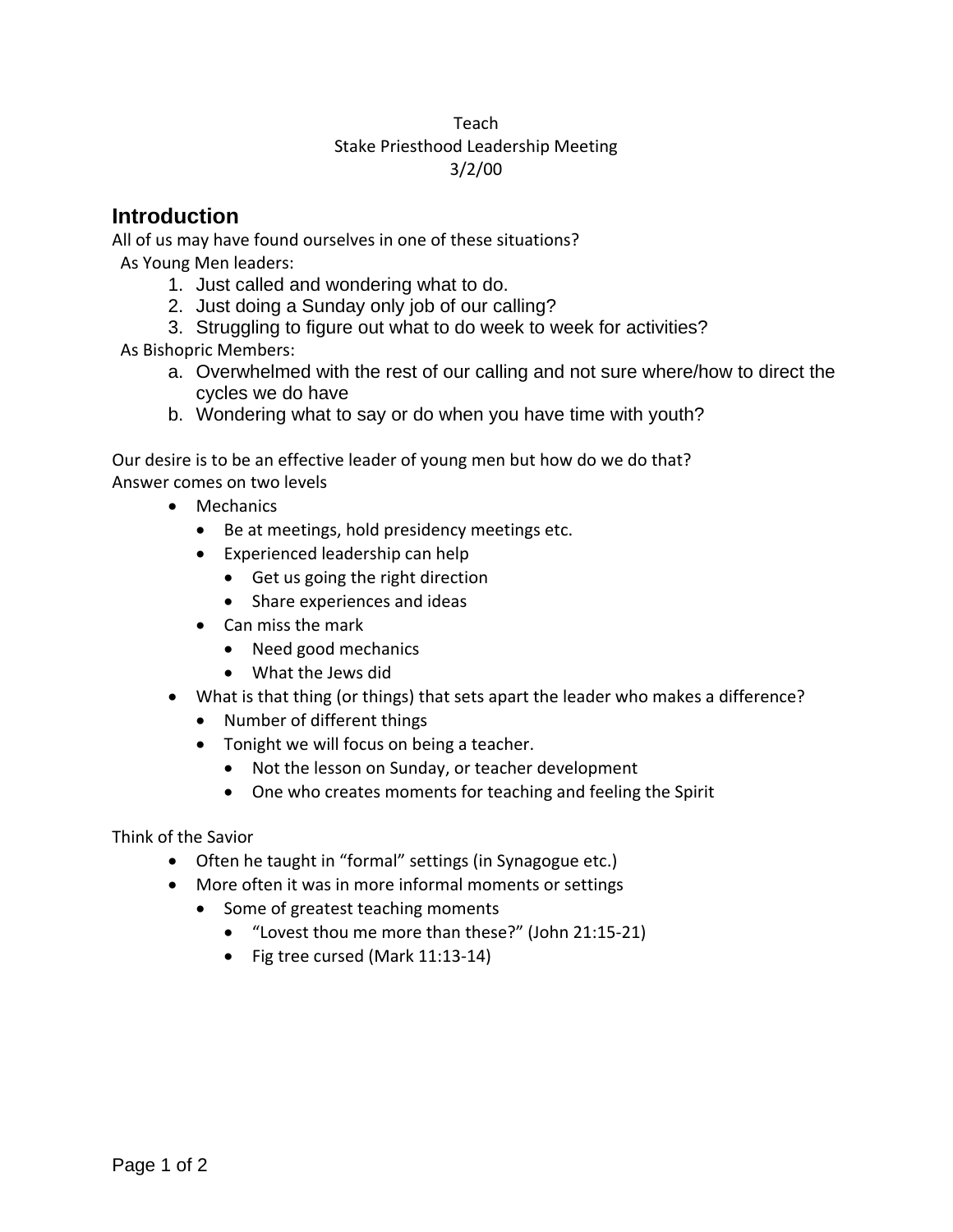Teach

Stake Priesthood Leadership Meeting

3/2/00

## Introduction

All of us may have found ourselves in one of these situations?

As Young Men leaders:

1. Just called and wondering what to do.
2. Just doing a Sunday only job of our calling?
3. Struggling to figure out what to do week to week for activities?

As Bishopric Members:

a. Overwhelmed with the rest of our calling and not sure where/how to direct the cycles we do have
b. Wondering what to say or do when you have time with youth?

Our desire is to be an effective leader of young men but how do we do that?
Answer comes on two levels

- Mechanics
  - Be at meetings, hold presidency meetings etc.
  - Experienced leadership can help
    - Get us going the right direction
    - Share experiences and ideas
  - Can miss the mark
    - Need good mechanics
    - What the Jews did
- What is that thing (or things) that sets apart the leader who makes a difference?
  - Number of different things
  - Tonight we will focus on being a teacher.
    - Not the lesson on Sunday, or teacher development
    - One who creates moments for teaching and feeling the Spirit

Think of the Savior

- Often he taught in "formal" settings (in Synagogue etc.)
- More often it was in more informal moments or settings
  - Some of greatest teaching moments
    - "Lovest thou me more than these?" (John 21:15-21)
    - Fig tree cursed (Mark 11:13-14)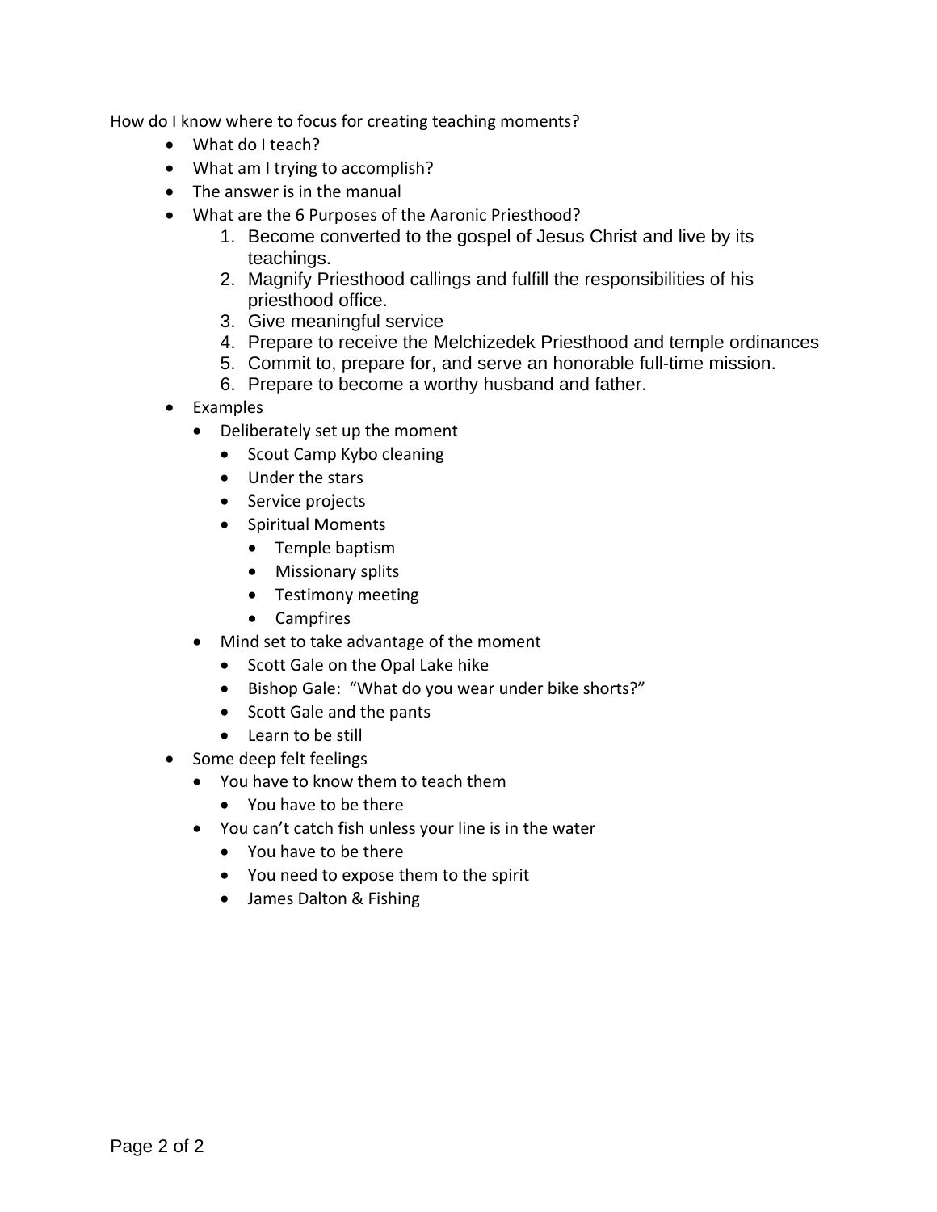How do I know where to focus for creating teaching moments?

- What do I teach?
- What am I trying to accomplish?
- The answer is in the manual
- What are the 6 Purposes of the Aaronic Priesthood?
    1. Become converted to the gospel of Jesus Christ and live by its teachings.
    2. Magnify Priesthood callings and fulfill the responsibilities of his priesthood office.
    3. Give meaningful service
    4. Prepare to receive the Melchizedek Priesthood and temple ordinances
    5. Commit to, prepare for, and serve an honorable full-time mission.
    6. Prepare to become a worthy husband and father.
- Examples
    - Deliberately set up the moment
        - Scout Camp Kybo cleaning
        - Under the stars
        - Service projects
        - Spiritual Moments
            - Temple baptism
            - Missionary splits
            - Testimony meeting
            - Campfires
    - Mind set to take advantage of the moment
        - Scott Gale on the Opal Lake hike
        - Bishop Gale: "What do you wear under bike shorts?"
        - Scott Gale and the pants
        - Learn to be still
- Some deep felt feelings
    - You have to know them to teach them
        - You have to be there
    - You can't catch fish unless your line is in the water
        - You have to be there
        - You need to expose them to the spirit
        - James Dalton & Fishing